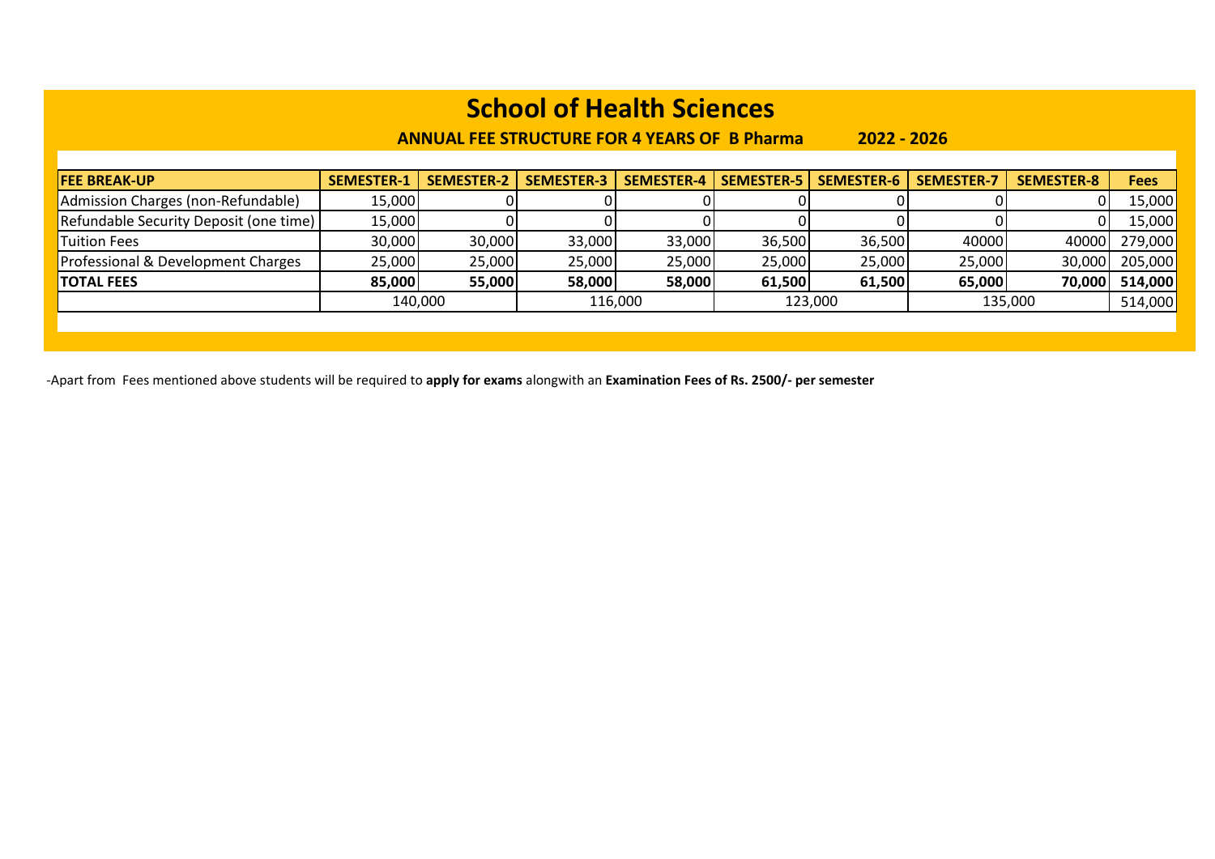# School of Health Sciences

**ANNUAL FEE STRUCTURE FOR 4 YEARS OF B Pharma 2022 - 2026**

| FEE BREAK-UP | SEMESTER-1 | SEMESTER-2 | SEMESTER-3 | SEMESTER-4 | SEMESTER-5 | SEMESTER-6 | SEMESTER-7 | SEMESTER-8 | Fees |
|---|---|---|---|---|---|---|---|---|---|
| Admission Charges (non-Refundable) | 15,000 | 0 | 0 | 0 | 0 | 0 | 0 | 0 | 15,000 |
| Refundable Security Deposit (one time) | 15,000 | 0 | 0 | 0 | 0 | 0 | 0 | 0 | 15,000 |
| Tuition Fees | 30,000 | 30,000 | 33,000 | 33,000 | 36,500 | 36,500 | 40000 | 40000 | 279,000 |
| Professional & Development Charges | 25,000 | 25,000 | 25,000 | 25,000 | 25,000 | 25,000 | 25,000 | 30,000 | 205,000 |
| **TOTAL FEES** | **85,000** | **55,000** | **58,000** | **58,000** | **61,500** | **61,500** | **65,000** | **70,000** | **514,000** |
| | 140,000 | | 116,000 | | 123,000 | | 135,000 | | 514,000 |

-Apart from Fees mentioned above students will be required to **apply for exams** alongwith an **Examination Fees of Rs. 2500/- per semester**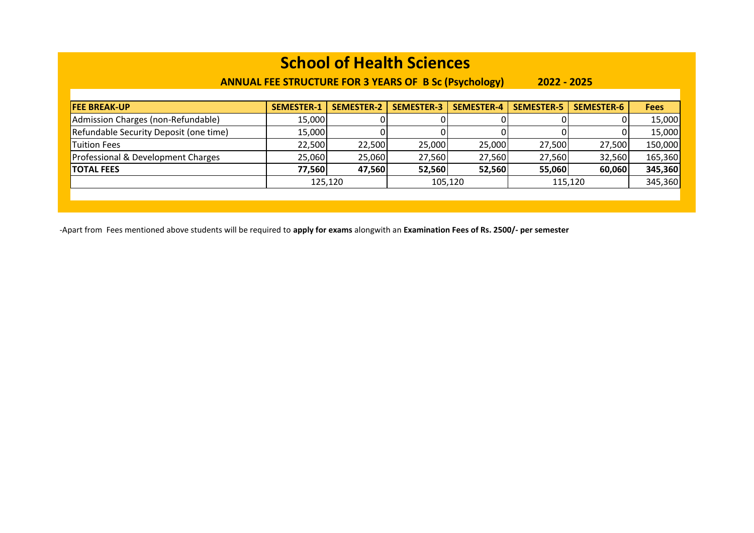# School of Health Sciences

**ANNUAL FEE STRUCTURE FOR 3 YEARS OF B Sc (Psychology) 2022 - 2025**

| FEE BREAK-UP | SEMESTER-1 | SEMESTER-2 | SEMESTER-3 | SEMESTER-4 | SEMESTER-5 | SEMESTER-6 | Fees |
|---|---|---|---|---|---|---|---|
| Admission Charges (non-Refundable) | 15,000 | 0 | 0 | 0 | 0 | 0 | 15,000 |
| Refundable Security Deposit (one time) | 15,000 | 0 | 0 | 0 | 0 | 0 | 15,000 |
| Tuition Fees | 22,500 | 22,500 | 25,000 | 25,000 | 27,500 | 27,500 | 150,000 |
| Professional & Development Charges | 25,060 | 25,060 | 27,560 | 27,560 | 27,560 | 32,560 | 165,360 |
| **TOTAL FEES** | **77,560** | **47,560** | **52,560** | **52,560** | **55,060** | **60,060** | **345,360** |
| | 125,120 | | 105,120 | | 115,120 | | 345,360 |

-Apart from Fees mentioned above students will be required to **apply for exams** alongwith an **Examination Fees of Rs. 2500/- per semester**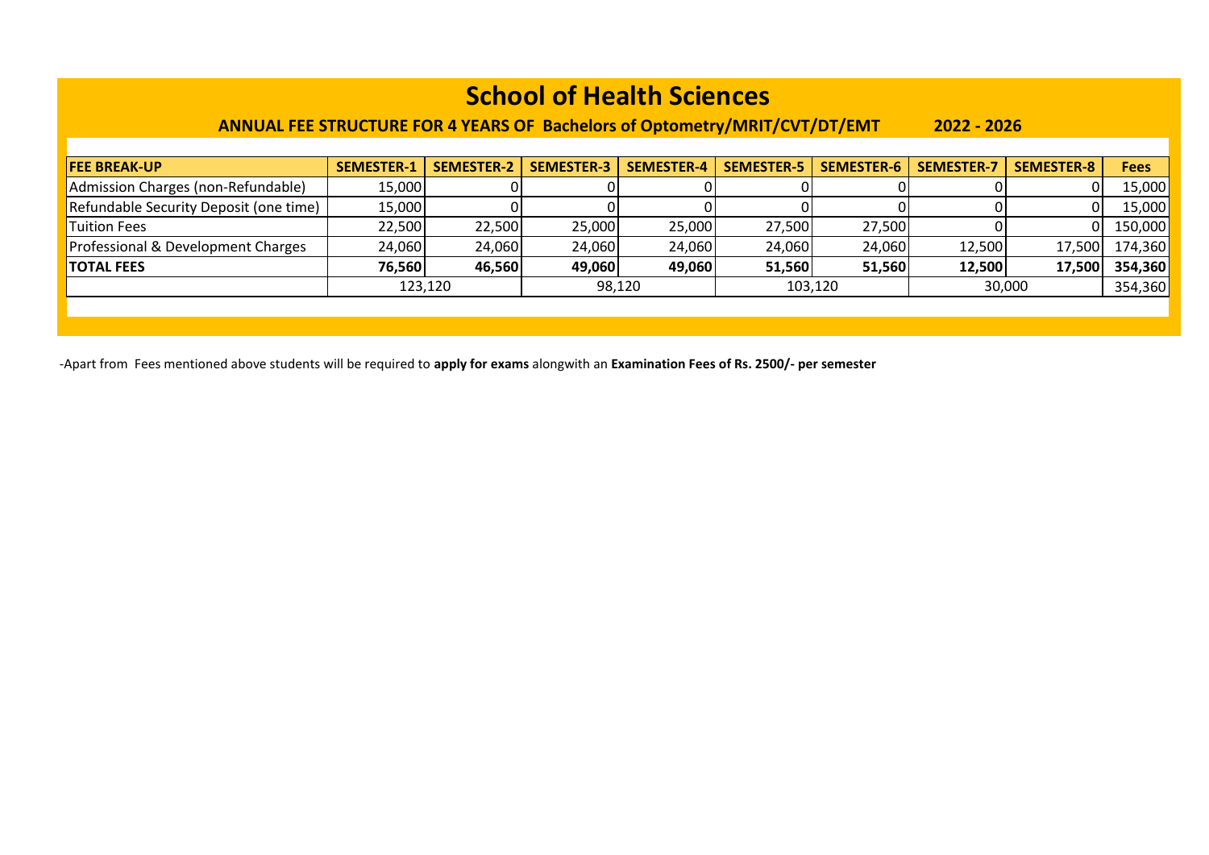# School of Health Sciences

**ANNUAL FEE STRUCTURE FOR 4 YEARS OF Bachelors of Optometry/MRIT/CVT/DT/EMT 2022 - 2026**

| FEE BREAK-UP | SEMESTER-1 | SEMESTER-2 | SEMESTER-3 | SEMESTER-4 | SEMESTER-5 | SEMESTER-6 | SEMESTER-7 | SEMESTER-8 | Fees |
|---|---|---|---|---|---|---|---|---|---|
| Admission Charges (non-Refundable) | 15,000 | 0 | 0 | 0 | 0 | 0 | 0 | 0 | 15,000 |
| Refundable Security Deposit (one time) | 15,000 | 0 | 0 | 0 | 0 | 0 | 0 | 0 | 15,000 |
| Tuition Fees | 22,500 | 22,500 | 25,000 | 25,000 | 27,500 | 27,500 | 0 | 0 | 150,000 |
| Professional & Development Charges | 24,060 | 24,060 | 24,060 | 24,060 | 24,060 | 24,060 | 12,500 | 17,500 | 174,360 |
| **TOTAL FEES** | **76,560** | **46,560** | **49,060** | **49,060** | **51,560** | **51,560** | **12,500** | **17,500** | **354,360** |
| | 123,120 | | 98,120 | | 103,120 | | 30,000 | | 354,360 |

-Apart from Fees mentioned above students will be required to **apply for exams** alongwith an **Examination Fees of Rs. 2500/- per semester**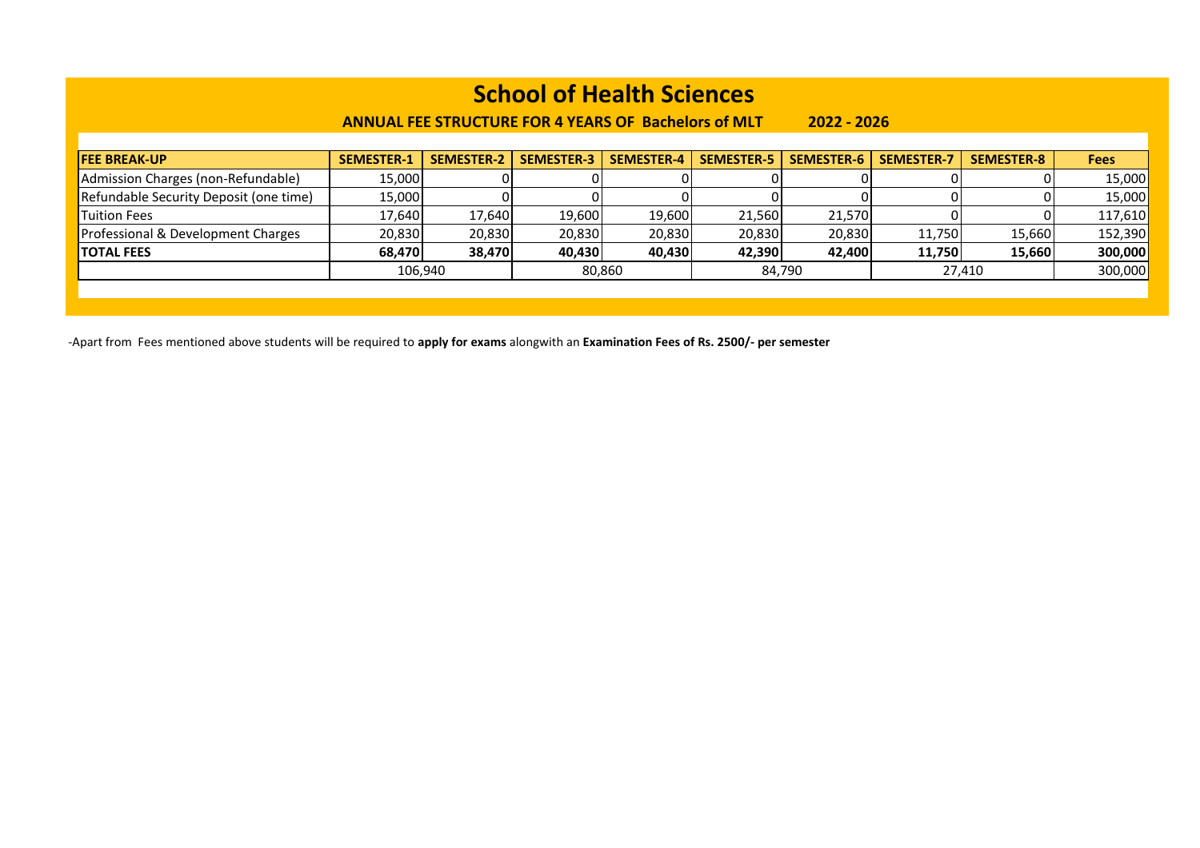# School of Health Sciences

**ANNUAL FEE STRUCTURE FOR 4 YEARS OF Bachelors of MLT 2022 - 2026**

| FEE BREAK-UP | SEMESTER-1 | SEMESTER-2 | SEMESTER-3 | SEMESTER-4 | SEMESTER-5 | SEMESTER-6 | SEMESTER-7 | SEMESTER-8 | Fees |
|---|---|---|---|---|---|---|---|---|---|
| Admission Charges (non-Refundable) | 15,000 | 0 | 0 | 0 | 0 | 0 | 0 | 0 | 15,000 |
| Refundable Security Deposit (one time) | 15,000 | 0 | 0 | 0 | 0 | 0 | 0 | 0 | 15,000 |
| Tuition Fees | 17,640 | 17,640 | 19,600 | 19,600 | 21,560 | 21,570 | 0 | 0 | 117,610 |
| Professional & Development Charges | 20,830 | 20,830 | 20,830 | 20,830 | 20,830 | 20,830 | 11,750 | 15,660 | 152,390 |
| **TOTAL FEES** | **68,470** | **38,470** | **40,430** | **40,430** | **42,390** | **42,400** | **11,750** | **15,660** | **300,000** |
| | 106,940 | | 80,860 | | 84,790 | | 27,410 | | 300,000 |

-Apart from Fees mentioned above students will be required to **apply for exams** alongwith an **Examination Fees of Rs. 2500/- per semester**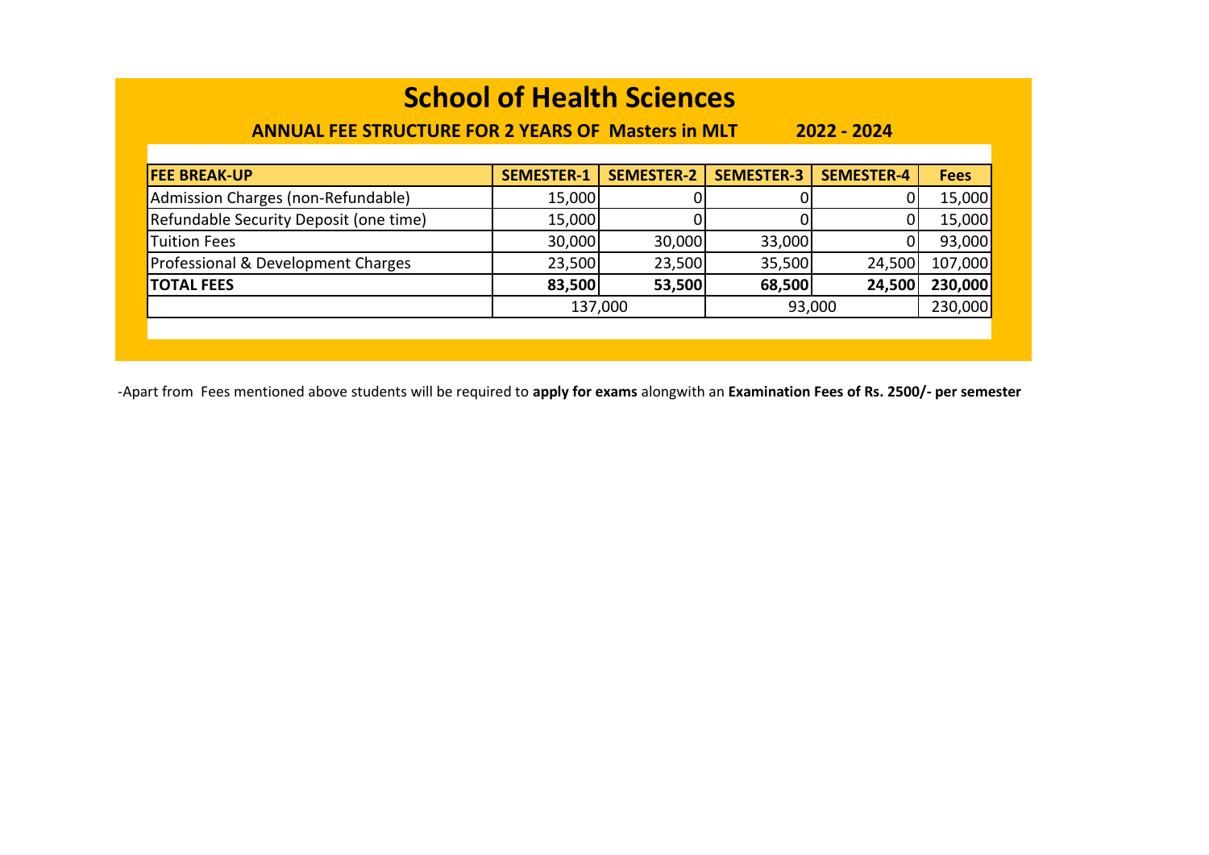# School of Health Sciences

**ANNUAL FEE STRUCTURE FOR 2 YEARS OF Masters in MLT 2022 - 2024**

| FEE BREAK-UP | SEMESTER-1 | SEMESTER-2 | SEMESTER-3 | SEMESTER-4 | Fees |
|---|---|---|---|---|---|
| Admission Charges (non-Refundable) | 15,000 | 0 | 0 | 0 | 15,000 |
| Refundable Security Deposit (one time) | 15,000 | 0 | 0 | 0 | 15,000 |
| Tuition Fees | 30,000 | 30,000 | 33,000 | 0 | 93,000 |
| Professional & Development Charges | 23,500 | 23,500 | 35,500 | 24,500 | 107,000 |
| **TOTAL FEES** | **83,500** | **53,500** | **68,500** | **24,500** | **230,000** |
| | 137,000 | | 93,000 | | 230,000 |

-Apart from Fees mentioned above students will be required to **apply for exams** alongwith an **Examination Fees of Rs. 2500/- per semester**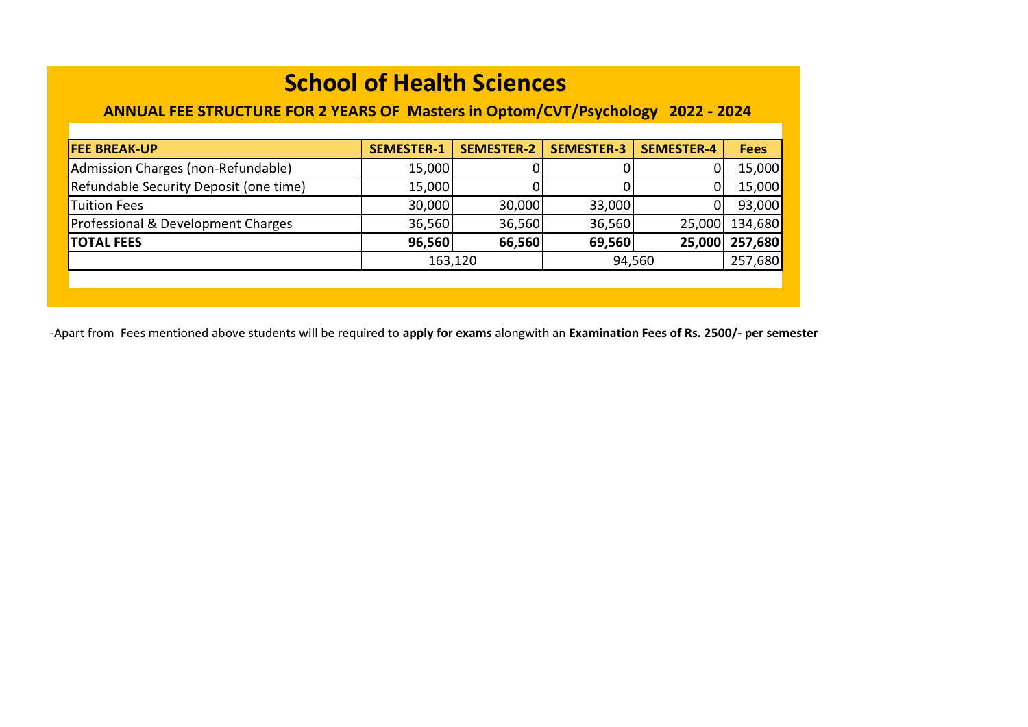# School of Health Sciences

## ANNUAL FEE STRUCTURE FOR 2 YEARS OF Masters in Optom/CVT/Psychology 2022 - 2024

| FEE BREAK-UP | SEMESTER-1 | SEMESTER-2 | SEMESTER-3 | SEMESTER-4 | Fees |
|---|---|---|---|---|---|
| Admission Charges (non-Refundable) | 15,000 | 0 | 0 | 0 | 15,000 |
| Refundable Security Deposit (one time) | 15,000 | 0 | 0 | 0 | 15,000 |
| Tuition Fees | 30,000 | 30,000 | 33,000 | 0 | 93,000 |
| Professional & Development Charges | 36,560 | 36,560 | 36,560 | 25,000 | 134,680 |
| **TOTAL FEES** | **96,560** | **66,560** | **69,560** | **25,000** | **257,680** |
| | 163,120 | | 94,560 | | 257,680 |

-Apart from Fees mentioned above students will be required to **apply for exams** alongwith an **Examination Fees of Rs. 2500/- per semester**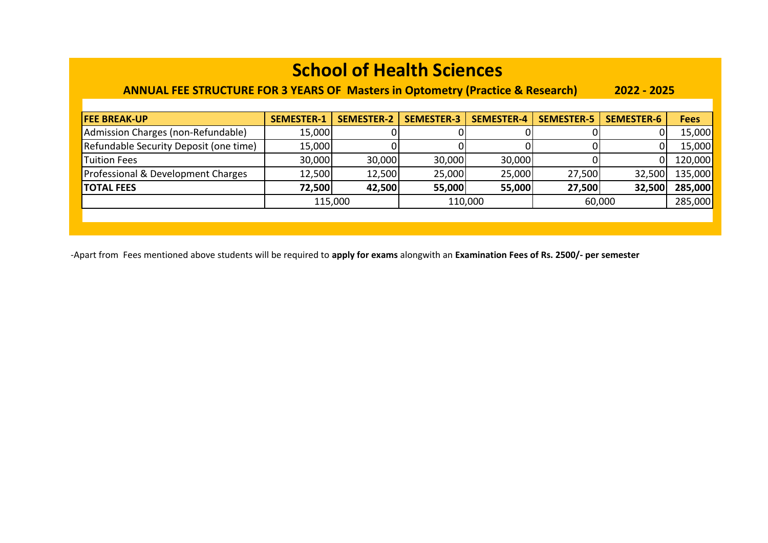# School of Health Sciences

**ANNUAL FEE STRUCTURE FOR 3 YEARS OF Masters in Optometry (Practice & Research) 2022 - 2025**

| FEE BREAK-UP | SEMESTER-1 | SEMESTER-2 | SEMESTER-3 | SEMESTER-4 | SEMESTER-5 | SEMESTER-6 | Fees |
|---|---|---|---|---|---|---|---|
| Admission Charges (non-Refundable) | 15,000 | 0 | 0 | 0 | 0 | 0 | 15,000 |
| Refundable Security Deposit (one time) | 15,000 | 0 | 0 | 0 | 0 | 0 | 15,000 |
| Tuition Fees | 30,000 | 30,000 | 30,000 | 30,000 | 0 | 0 | 120,000 |
| Professional & Development Charges | 12,500 | 12,500 | 25,000 | 25,000 | 27,500 | 32,500 | 135,000 |
| **TOTAL FEES** | **72,500** | **42,500** | **55,000** | **55,000** | **27,500** | **32,500** | **285,000** |
| | 115,000 | | 110,000 | | 60,000 | | 285,000 |

-Apart from Fees mentioned above students will be required to **apply for exams** alongwith an **Examination Fees of Rs. 2500/- per semester**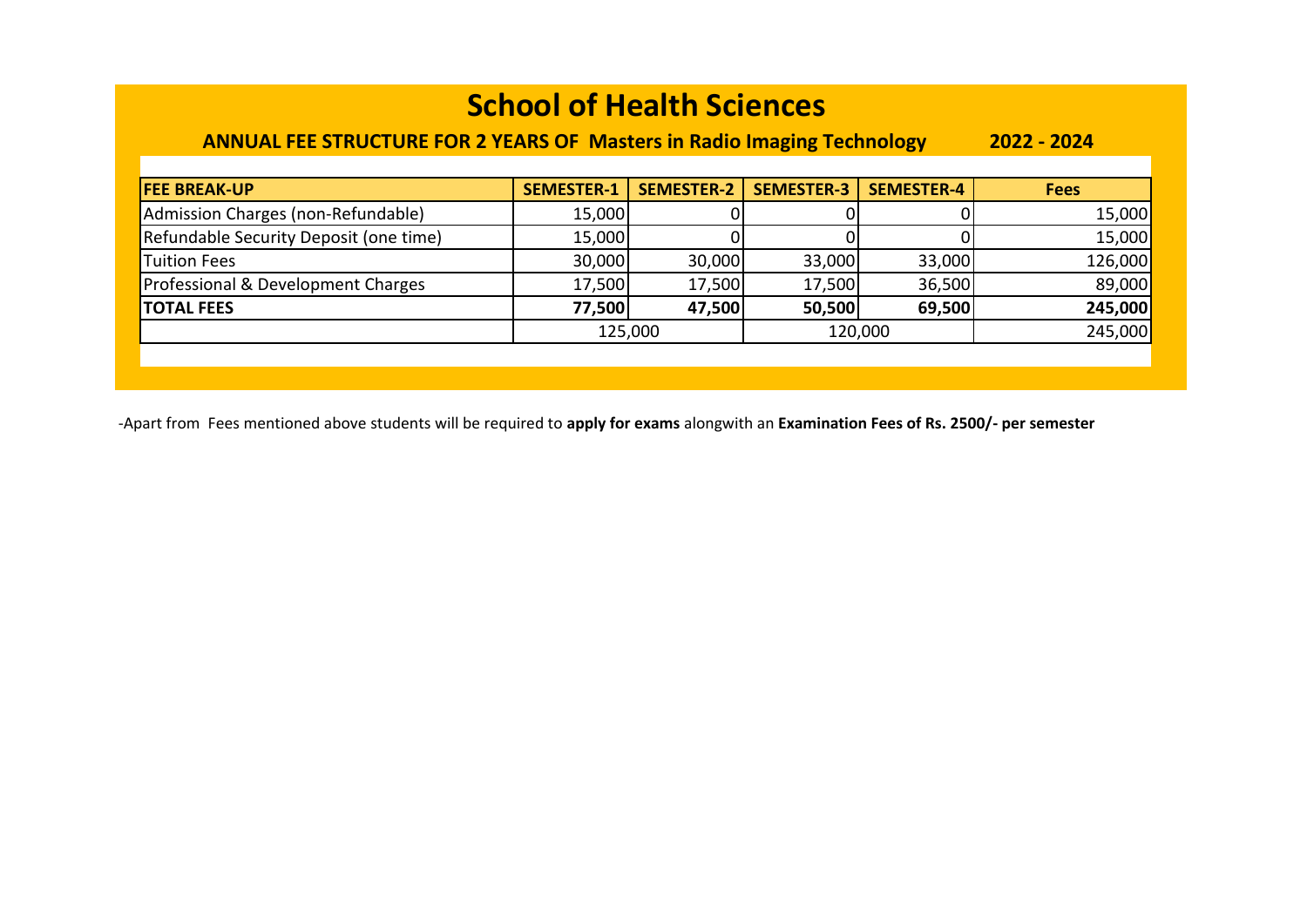# School of Health Sciences

**ANNUAL FEE STRUCTURE FOR 2 YEARS OF Masters in Radio Imaging Technology 2022 - 2024**

| FEE BREAK-UP | SEMESTER-1 | SEMESTER-2 | SEMESTER-3 | SEMESTER-4 | Fees |
|---|---|---|---|---|---|
| Admission Charges (non-Refundable) | 15,000 | 0 | 0 | 0 | 15,000 |
| Refundable Security Deposit (one time) | 15,000 | 0 | 0 | 0 | 15,000 |
| Tuition Fees | 30,000 | 30,000 | 33,000 | 33,000 | 126,000 |
| Professional & Development Charges | 17,500 | 17,500 | 17,500 | 36,500 | 89,000 |
| **TOTAL FEES** | **77,500** | **47,500** | **50,500** | **69,500** | **245,000** |
| | 125,000 | | 120,000 | | 245,000 |

-Apart from Fees mentioned above students will be required to **apply for exams** alongwith an **Examination Fees of Rs. 2500/- per semester**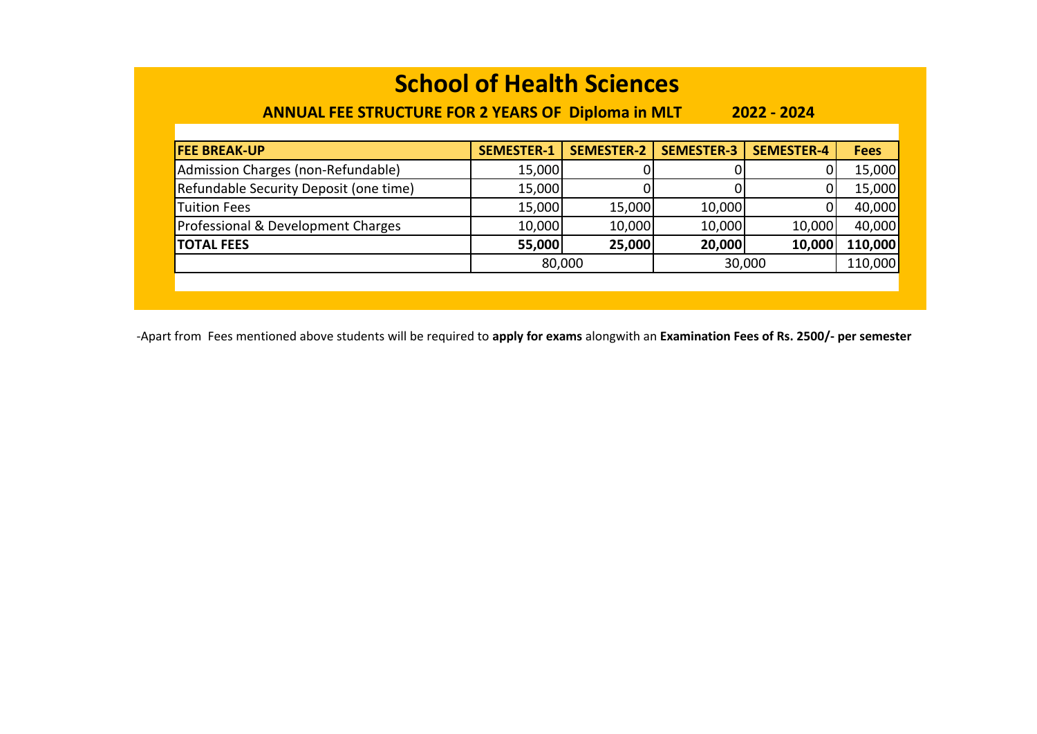# School of Health Sciences

**ANNUAL FEE STRUCTURE FOR 2 YEARS OF Diploma in MLT 2022 - 2024**

| FEE BREAK-UP | SEMESTER-1 | SEMESTER-2 | SEMESTER-3 | SEMESTER-4 | Fees |
|---|---|---|---|---|---|
| Admission Charges (non-Refundable) | 15,000 | 0 | 0 | 0 | 15,000 |
| Refundable Security Deposit (one time) | 15,000 | 0 | 0 | 0 | 15,000 |
| Tuition Fees | 15,000 | 15,000 | 10,000 | 0 | 40,000 |
| Professional & Development Charges | 10,000 | 10,000 | 10,000 | 10,000 | 40,000 |
| **TOTAL FEES** | **55,000** | **25,000** | **20,000** | **10,000** | **110,000** |
| | 80,000 | | 30,000 | | 110,000 |

-Apart from Fees mentioned above students will be required to **apply for exams** alongwith an **Examination Fees of Rs. 2500/- per semester**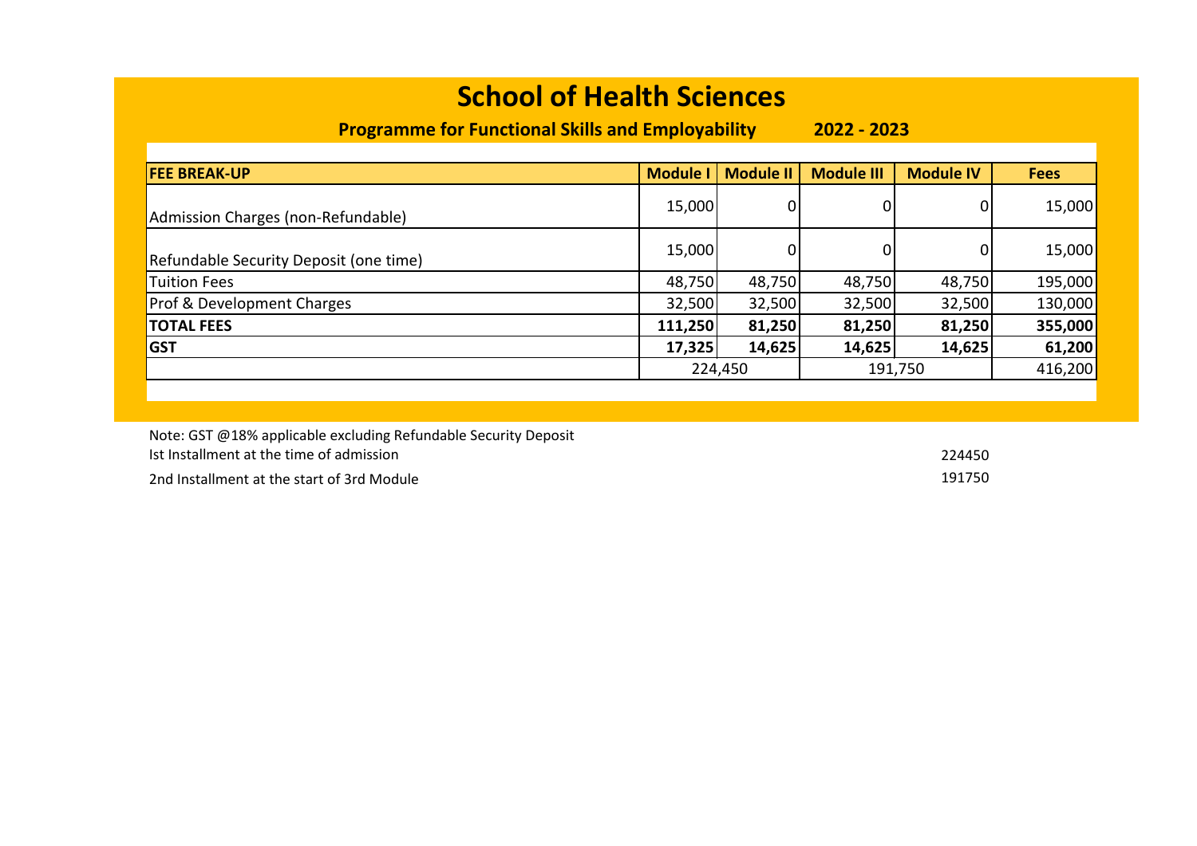# School of Health Sciences

**Programme for Functional Skills and Employability 2022 - 2023**

| FEE BREAK-UP | Module I | Module II | Module III | Module IV | Fees |
|---|---|---|---|---|---|
| Admission Charges (non-Refundable) | 15,000 | 0 | 0 | 0 | 15,000 |
| Refundable Security Deposit (one time) | 15,000 | 0 | 0 | 0 | 15,000 |
| Tuition Fees | 48,750 | 48,750 | 48,750 | 48,750 | 195,000 |
| Prof & Development Charges | 32,500 | 32,500 | 32,500 | 32,500 | 130,000 |
| **TOTAL FEES** | **111,250** | **81,250** | **81,250** | **81,250** | **355,000** |
| **GST** | **17,325** | **14,625** | **14,625** | **14,625** | **61,200** |
| | 224,450 | | 191,750 | | 416,200 |

Note: GST @18% applicable excluding Refundable Security Deposit

| | |
|---|---|
| Ist Installment at the time of admission | 224450 |
| 2nd Installment at the start of 3rd Module | 191750 |